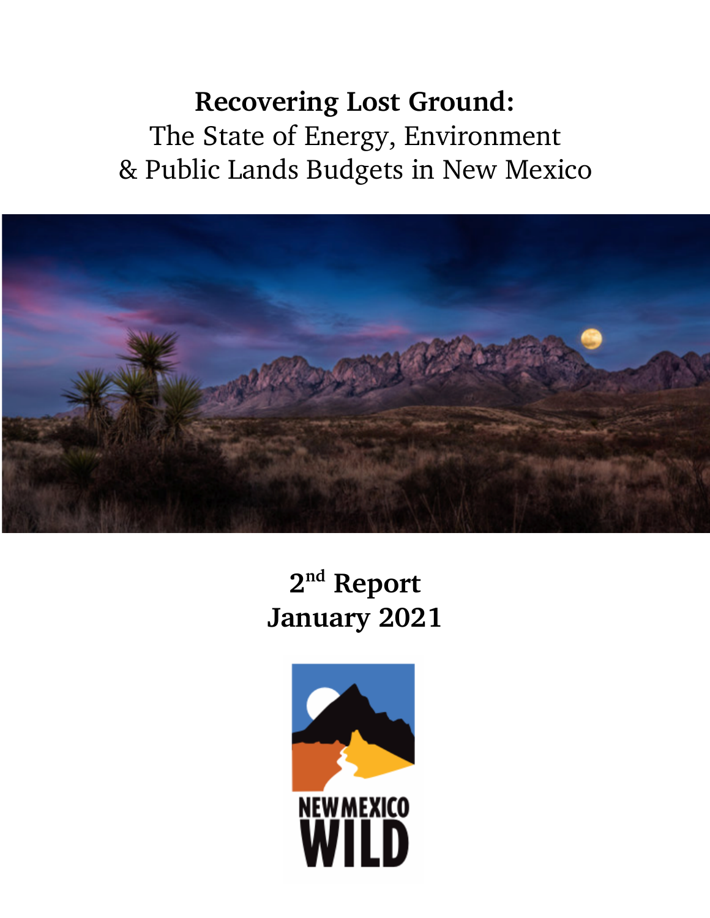# **Recovering Lost Ground:**
## The State of Energy, Environment & Public Lands Budgets in New Mexico

**2nd Report**
**January 2021**

NEW MEXICO WILD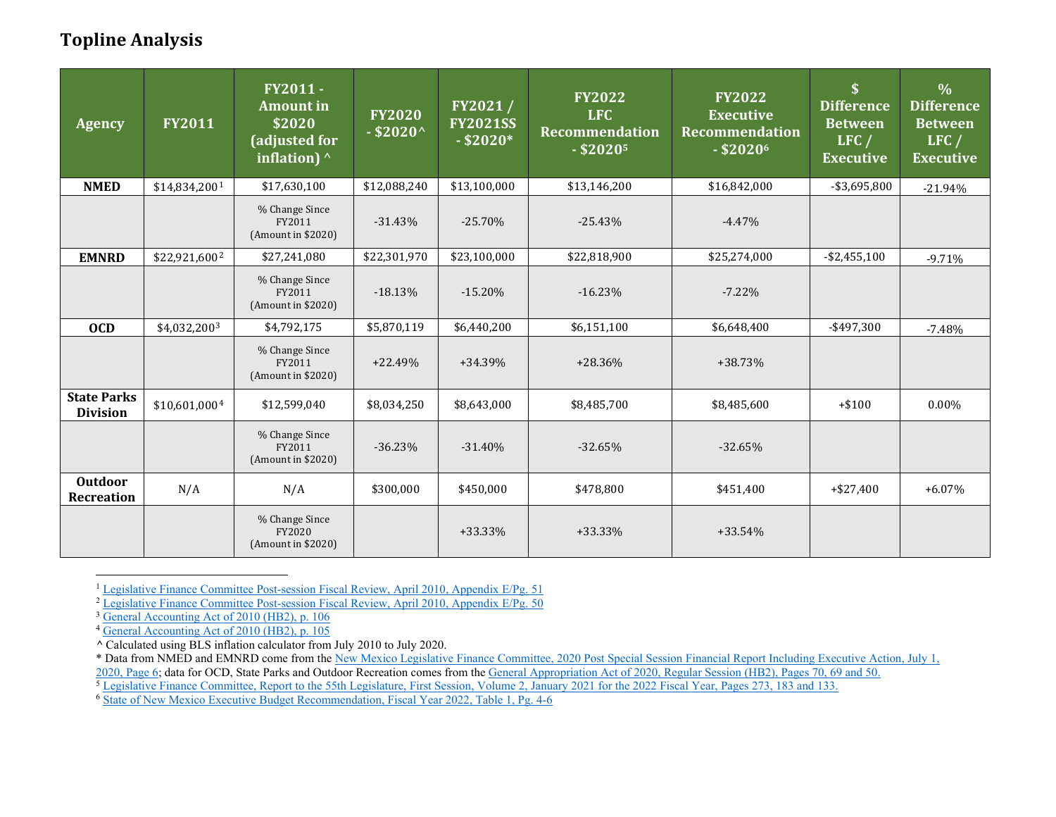# Topline Analysis

| Agency | FY2011 | FY2011 - Amount in $2020 (adjusted for inflation) ^ | FY2020 - $2020^ | FY2021 / FY2021SS - $2020* | FY2022 LFC Recommendation - $2020[5] | FY2022 Executive Recommendation - $2020[6] | $ Difference Between LFC / Executive | % Difference Between LFC / Executive |
|---|---|---|---|---|---|---|---|---|
| **NMED** | $14,834,200[1] | $17,630,100 | $12,088,240 | $13,100,000 | $13,146,200 | $16,842,000 | -$3,695,800 | -21.94% |
| | | % Change Since FY2011 (Amount in $2020) | -31.43% | -25.70% | -25.43% | -4.47% | | |
| **EMNRD** | $22,921,600[2] | $27,241,080 | $22,301,970 | $23,100,000 | $22,818,900 | $25,274,000 | -$2,455,100 | -9.71% |
| | | % Change Since FY2011 (Amount in $2020) | -18.13% | -15.20% | -16.23% | -7.22% | | |
| **OCD** | $4,032,200[3] | $4,792,175 | $5,870,119 | $6,440,200 | $6,151,100 | $6,648,400 | -$497,300 | -7.48% |
| | | % Change Since FY2011 (Amount in $2020) | +22.49% | +34.39% | +28.36% | +38.73% | | |
| **State Parks Division** | $10,601,000[4] | $12,599,040 | $8,034,250 | $8,643,000 | $8,485,700 | $8,485,600 | +$100 | 0.00% |
| | | % Change Since FY2011 (Amount in $2020) | -36.23% | -31.40% | -32.65% | -32.65% | | |
| **Outdoor Recreation** | N/A | N/A | $300,000 | $450,000 | $478,800 | $451,400 | +$27,400 | +6.07% |
| | | % Change Since FY2020 (Amount in $2020) | | +33.33% | +33.33% | +33.54% | | |

[1] Legislative Finance Committee Post-session Fiscal Review, April 2010, Appendix E/Pg. 51

[2] Legislative Finance Committee Post-session Fiscal Review, April 2010, Appendix E/Pg. 50

[3] General Accounting Act of 2010 (HB2), p. 106

[4] General Accounting Act of 2010 (HB2), p. 105

^ Calculated using BLS inflation calculator from July 2010 to July 2020.

* Data from NMED and EMNRD come from the New Mexico Legislative Finance Committee, 2020 Post Special Session Financial Report Including Executive Action, July 1, 2020, Page 6; data for OCD, State Parks and Outdoor Recreation comes from the General Appropriation Act of 2020, Regular Session (HB2), Pages 70, 69 and 50.

[5] Legislative Finance Committee, Report to the 55th Legislature, First Session, Volume 2, January 2021 for the 2022 Fiscal Year, Pages 273, 183 and 133.

[6] State of New Mexico Executive Budget Recommendation, Fiscal Year 2022, Table 1, Pg. 4-6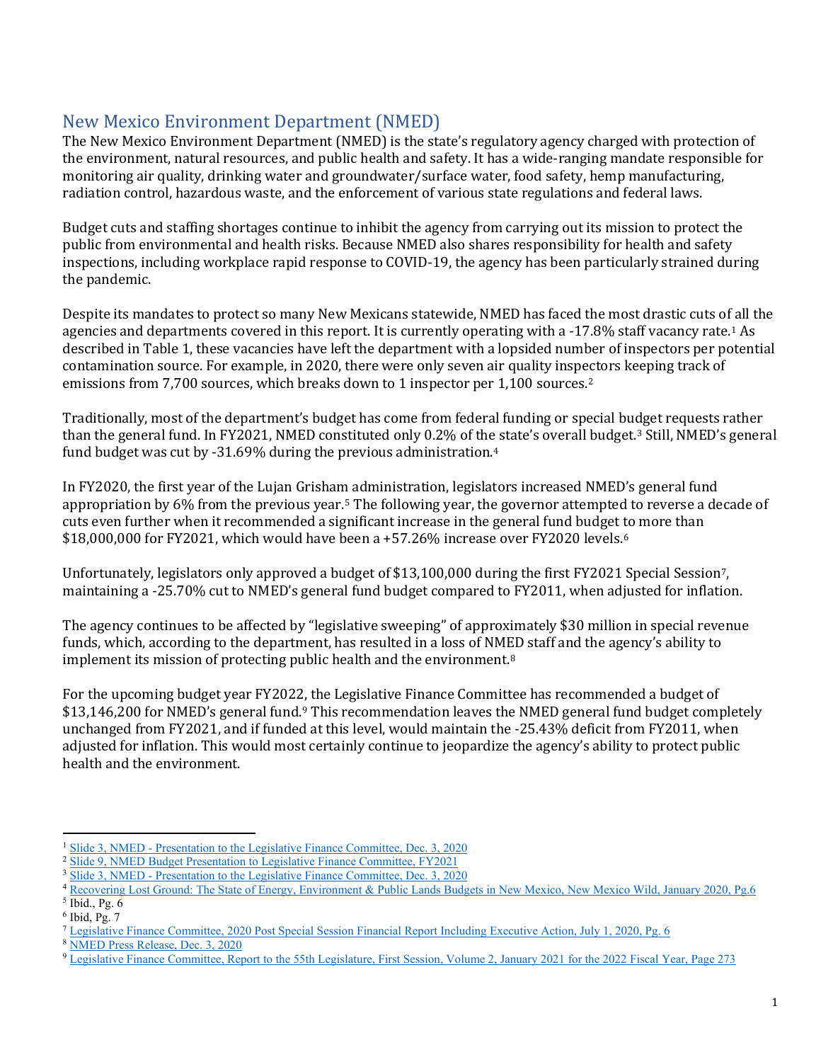## New Mexico Environment Department (NMED)

The New Mexico Environment Department (NMED) is the state's regulatory agency charged with protection of the environment, natural resources, and public health and safety. It has a wide-ranging mandate responsible for monitoring air quality, drinking water and groundwater/surface water, food safety, hemp manufacturing, radiation control, hazardous waste, and the enforcement of various state regulations and federal laws.

Budget cuts and staffing shortages continue to inhibit the agency from carrying out its mission to protect the public from environmental and health risks. Because NMED also shares responsibility for health and safety inspections, including workplace rapid response to COVID-19, the agency has been particularly strained during the pandemic.

Despite its mandates to protect so many New Mexicans statewide, NMED has faced the most drastic cuts of all the agencies and departments covered in this report. It is currently operating with a -17.8% staff vacancy rate.[1] As described in Table 1, these vacancies have left the department with a lopsided number of inspectors per potential contamination source. For example, in 2020, there were only seven air quality inspectors keeping track of emissions from 7,700 sources, which breaks down to 1 inspector per 1,100 sources.[2]

Traditionally, most of the department's budget has come from federal funding or special budget requests rather than the general fund. In FY2021, NMED constituted only 0.2% of the state's overall budget.[3] Still, NMED's general fund budget was cut by -31.69% during the previous administration.[4]

In FY2020, the first year of the Lujan Grisham administration, legislators increased NMED's general fund appropriation by 6% from the previous year.[5] The following year, the governor attempted to reverse a decade of cuts even further when it recommended a significant increase in the general fund budget to more than $18,000,000 for FY2021, which would have been a +57.26% increase over FY2020 levels.[6]

Unfortunately, legislators only approved a budget of $13,100,000 during the first FY2021 Special Session[7], maintaining a -25.70% cut to NMED's general fund budget compared to FY2011, when adjusted for inflation.

The agency continues to be affected by "legislative sweeping" of approximately $30 million in special revenue funds, which, according to the department, has resulted in a loss of NMED staff and the agency's ability to implement its mission of protecting public health and the environment.[8]

For the upcoming budget year FY2022, the Legislative Finance Committee has recommended a budget of $13,146,200 for NMED's general fund.[9] This recommendation leaves the NMED general fund budget completely unchanged from FY2021, and if funded at this level, would maintain the -25.43% deficit from FY2011, when adjusted for inflation. This would most certainly continue to jeopardize the agency's ability to protect public health and the environment.

---

[1] Slide 3, NMED - Presentation to the Legislative Finance Committee, Dec. 3, 2020
[2] Slide 9, NMED Budget Presentation to Legislative Finance Committee, FY2021
[3] Slide 3, NMED - Presentation to the Legislative Finance Committee, Dec. 3, 2020
[4] Recovering Lost Ground: The State of Energy, Environment & Public Lands Budgets in New Mexico, New Mexico Wild, January 2020, Pg.6
[5] Ibid., Pg. 6
[6] Ibid, Pg. 7
[7] Legislative Finance Committee, 2020 Post Special Session Financial Report Including Executive Action, July 1, 2020, Pg. 6
[8] NMED Press Release, Dec. 3, 2020
[9] Legislative Finance Committee, Report to the 55th Legislature, First Session, Volume 2, January 2021 for the 2022 Fiscal Year, Page 273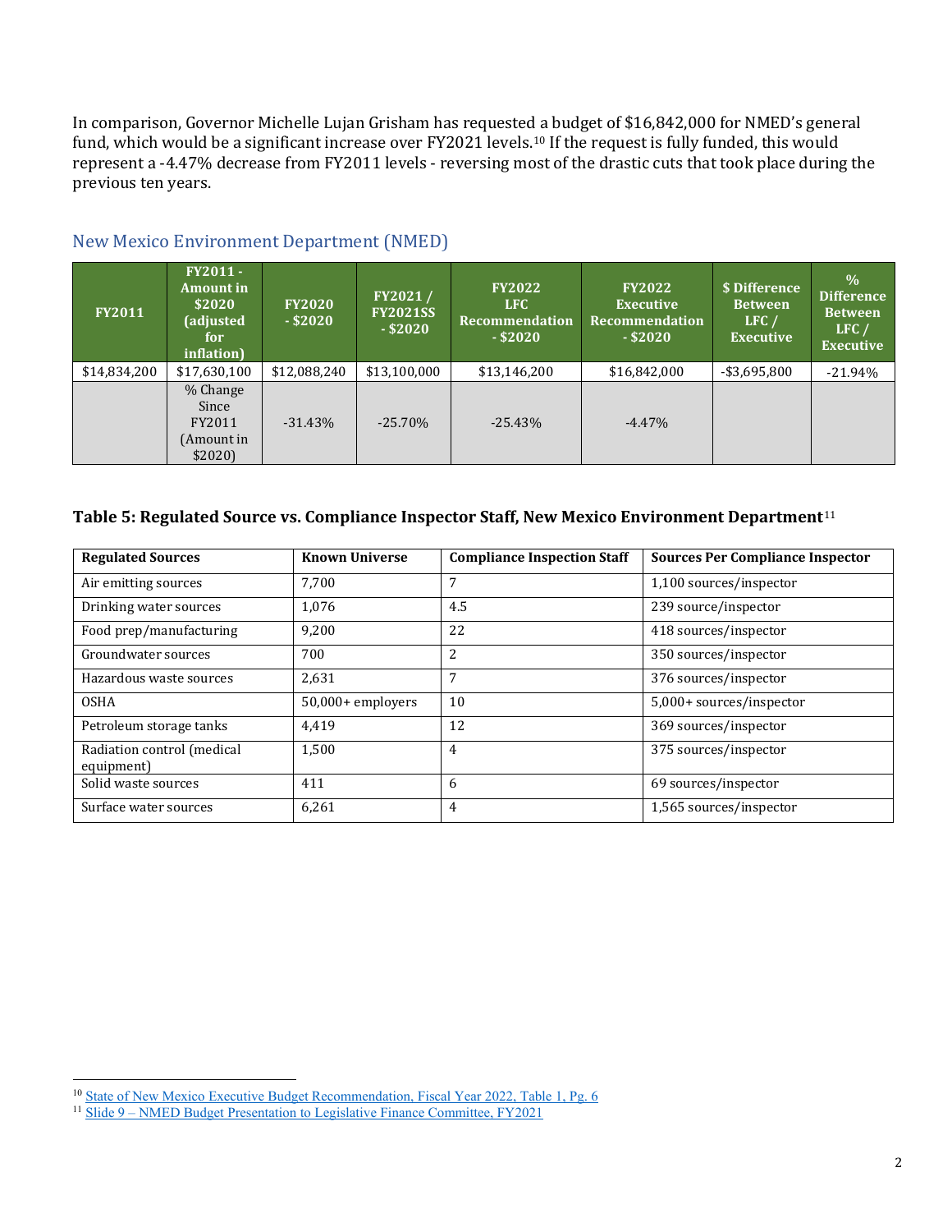In comparison, Governor Michelle Lujan Grisham has requested a budget of $16,842,000 for NMED's general fund, which would be a significant increase over FY2021 levels.[10] If the request is fully funded, this would represent a -4.47% decrease from FY2011 levels - reversing most of the drastic cuts that took place during the previous ten years.

## New Mexico Environment Department (NMED)

| FY2011 | FY2011 - Amount in $2020 (adjusted for inflation) | FY2020 - $2020 | FY2021 / FY2021SS - $2020 | FY2022 LFC Recommendation - $2020 | FY2022 Executive Recommendation - $2020 | $ Difference Between LFC / Executive | % Difference Between LFC / Executive |
|---|---|---|---|---|---|---|---|
| $14,834,200 | $17,630,100 | $12,088,240 | $13,100,000 | $13,146,200 | $16,842,000 | -$3,695,800 | -21.94% |
| | % Change Since FY2011 (Amount in $2020) | -31.43% | -25.70% | -25.43% | -4.47% | | |

### Table 5: Regulated Source vs. Compliance Inspector Staff, New Mexico Environment Department[11]

| Regulated Sources | Known Universe | Compliance Inspection Staff | Sources Per Compliance Inspector |
|---|---|---|---|
| Air emitting sources | 7,700 | 7 | 1,100 sources/inspector |
| Drinking water sources | 1,076 | 4.5 | 239 source/inspector |
| Food prep/manufacturing | 9,200 | 22 | 418 sources/inspector |
| Groundwater sources | 700 | 2 | 350 sources/inspector |
| Hazardous waste sources | 2,631 | 7 | 376 sources/inspector |
| OSHA | 50,000+ employers | 10 | 5,000+ sources/inspector |
| Petroleum storage tanks | 4,419 | 12 | 369 sources/inspector |
| Radiation control (medical equipment) | 1,500 | 4 | 375 sources/inspector |
| Solid waste sources | 411 | 6 | 69 sources/inspector |
| Surface water sources | 6,261 | 4 | 1,565 sources/inspector |

[10] State of New Mexico Executive Budget Recommendation, Fiscal Year 2022, Table 1, Pg. 6

[11] Slide 9 – NMED Budget Presentation to Legislative Finance Committee, FY2021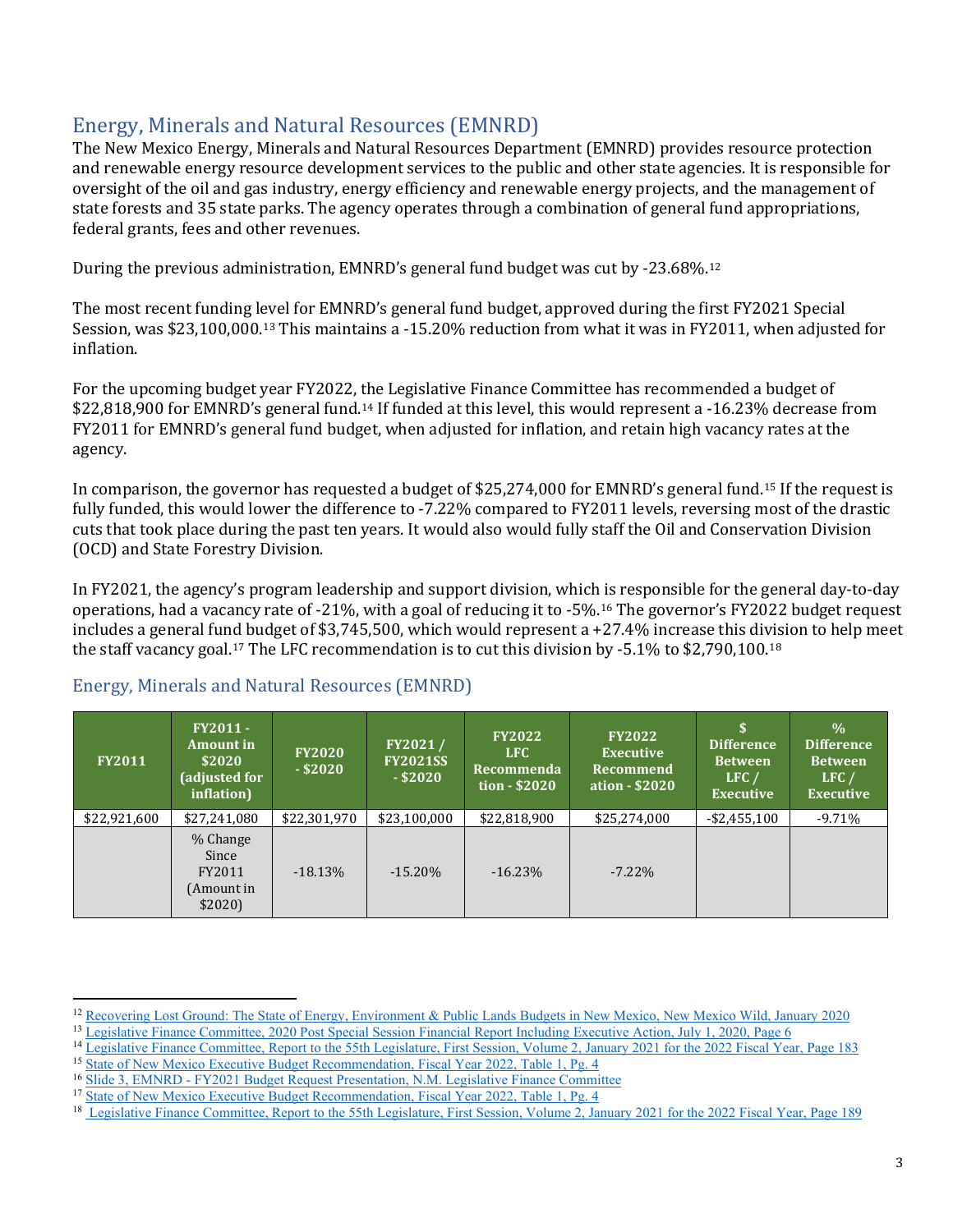## Energy, Minerals and Natural Resources (EMNRD)

The New Mexico Energy, Minerals and Natural Resources Department (EMNRD) provides resource protection and renewable energy resource development services to the public and other state agencies. It is responsible for oversight of the oil and gas industry, energy efficiency and renewable energy projects, and the management of state forests and 35 state parks. The agency operates through a combination of general fund appropriations, federal grants, fees and other revenues.

During the previous administration, EMNRD's general fund budget was cut by -23.68%.[12]

The most recent funding level for EMNRD's general fund budget, approved during the first FY2021 Special Session, was $23,100,000.[13] This maintains a -15.20% reduction from what it was in FY2011, when adjusted for inflation.

For the upcoming budget year FY2022, the Legislative Finance Committee has recommended a budget of $22,818,900 for EMNRD's general fund.[14] If funded at this level, this would represent a -16.23% decrease from FY2011 for EMNRD's general fund budget, when adjusted for inflation, and retain high vacancy rates at the agency.

In comparison, the governor has requested a budget of $25,274,000 for EMNRD's general fund.[15] If the request is fully funded, this would lower the difference to -7.22% compared to FY2011 levels, reversing most of the drastic cuts that took place during the past ten years. It would also would fully staff the Oil and Conservation Division (OCD) and State Forestry Division.

In FY2021, the agency's program leadership and support division, which is responsible for the general day-to-day operations, had a vacancy rate of -21%, with a goal of reducing it to -5%.[16] The governor's FY2022 budget request includes a general fund budget of $3,745,500, which would represent a +27.4% increase this division to help meet the staff vacancy goal.[17] The LFC recommendation is to cut this division by -5.1% to $2,790,100.[18]

### Energy, Minerals and Natural Resources (EMNRD)

| FY2011 | FY2011 - Amount in $2020 (adjusted for inflation) | FY2020 - $2020 | FY2021 / FY2021SS - $2020 | FY2022 LFC Recommendation - $2020 | FY2022 Executive Recommendation - $2020 | $ Difference Between LFC / Executive | % Difference Between LFC / Executive |
|---|---|---|---|---|---|---|---|
| $22,921,600 | $27,241,080 | $22,301,970 | $23,100,000 | $22,818,900 | $25,274,000 | -$2,455,100 | -9.71% |
| | % Change Since FY2011 (Amount in $2020) | -18.13% | -15.20% | -16.23% | -7.22% | | |

---

[12] Recovering Lost Ground: The State of Energy, Environment & Public Lands Budgets in New Mexico, New Mexico Wild, January 2020

[13] Legislative Finance Committee, 2020 Post Special Session Financial Report Including Executive Action, July 1, 2020, Page 6

[14] Legislative Finance Committee, Report to the 55th Legislature, First Session, Volume 2, January 2021 for the 2022 Fiscal Year, Page 183

[15] State of New Mexico Executive Budget Recommendation, Fiscal Year 2022, Table 1, Pg. 4

[16] Slide 3, EMNRD - FY2021 Budget Request Presentation, N.M. Legislative Finance Committee

[17] State of New Mexico Executive Budget Recommendation, Fiscal Year 2022, Table 1, Pg. 4

[18] Legislative Finance Committee, Report to the 55th Legislature, First Session, Volume 2, January 2021 for the 2022 Fiscal Year, Page 189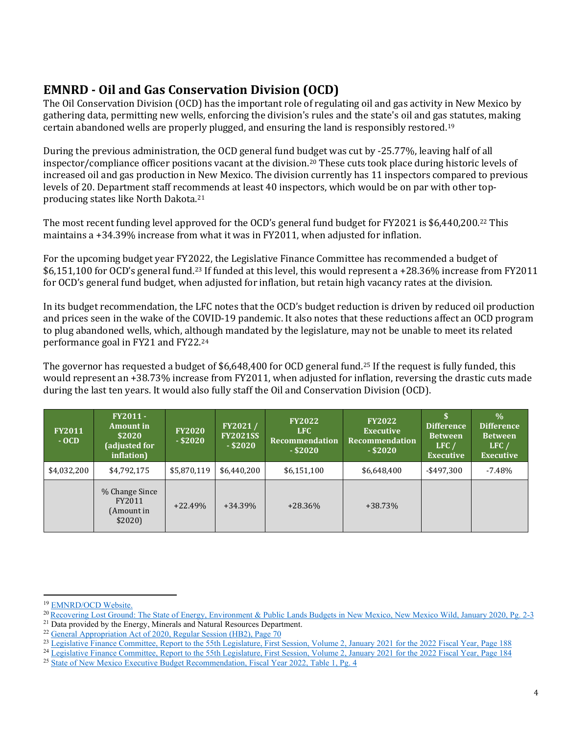## EMNRD - Oil and Gas Conservation Division (OCD)

The Oil Conservation Division (OCD) has the important role of regulating oil and gas activity in New Mexico by gathering data, permitting new wells, enforcing the division's rules and the state's oil and gas statutes, making certain abandoned wells are properly plugged, and ensuring the land is responsibly restored.[19]

During the previous administration, the OCD general fund budget was cut by -25.77%, leaving half of all inspector/compliance officer positions vacant at the division.[20] These cuts took place during historic levels of increased oil and gas production in New Mexico. The division currently has 11 inspectors compared to previous levels of 20. Department staff recommends at least 40 inspectors, which would be on par with other top-producing states like North Dakota.[21]

The most recent funding level approved for the OCD's general fund budget for FY2021 is $6,440,200.[22] This maintains a +34.39% increase from what it was in FY2011, when adjusted for inflation.

For the upcoming budget year FY2022, the Legislative Finance Committee has recommended a budget of $6,151,100 for OCD's general fund.[23] If funded at this level, this would represent a +28.36% increase from FY2011 for OCD's general fund budget, when adjusted for inflation, but retain high vacancy rates at the division.

In its budget recommendation, the LFC notes that the OCD's budget reduction is driven by reduced oil production and prices seen in the wake of the COVID-19 pandemic. It also notes that these reductions affect an OCD program to plug abandoned wells, which, although mandated by the legislature, may not be unable to meet its related performance goal in FY21 and FY22.[24]

The governor has requested a budget of $6,648,400 for OCD general fund.[25] If the request is fully funded, this would represent an +38.73% increase from FY2011, when adjusted for inflation, reversing the drastic cuts made during the last ten years. It would also fully staff the Oil and Conservation Division (OCD).

| FY2011 - OCD | FY2011 - Amount in $2020 (adjusted for inflation) | FY2020 - $2020 | FY2021 / FY2021SS - $2020 | FY2022 LFC Recommendation - $2020 | FY2022 Executive Recommendation - $2020 | $ Difference Between LFC / Executive | % Difference Between LFC / Executive |
|---|---|---|---|---|---|---|---|
| $4,032,200 | $4,792,175 | $5,870,119 | $6,440,200 | $6,151,100 | $6,648,400 | -$497,300 | -7.48% |
| | % Change Since FY2011 (Amount in $2020) | +22.49% | +34.39% | +28.36% | +38.73% | | |

---

[19] EMNRD/OCD Website.

[20] Recovering Lost Ground: The State of Energy, Environment & Public Lands Budgets in New Mexico, New Mexico Wild, January 2020, Pg. 2-3

[21] Data provided by the Energy, Minerals and Natural Resources Department.

[22] General Appropriation Act of 2020, Regular Session (HB2), Page 70

[23] Legislative Finance Committee, Report to the 55th Legislature, First Session, Volume 2, January 2021 for the 2022 Fiscal Year, Page 188

[24] Legislative Finance Committee, Report to the 55th Legislature, First Session, Volume 2, January 2021 for the 2022 Fiscal Year, Page 184

[25] State of New Mexico Executive Budget Recommendation, Fiscal Year 2022, Table 1, Pg. 4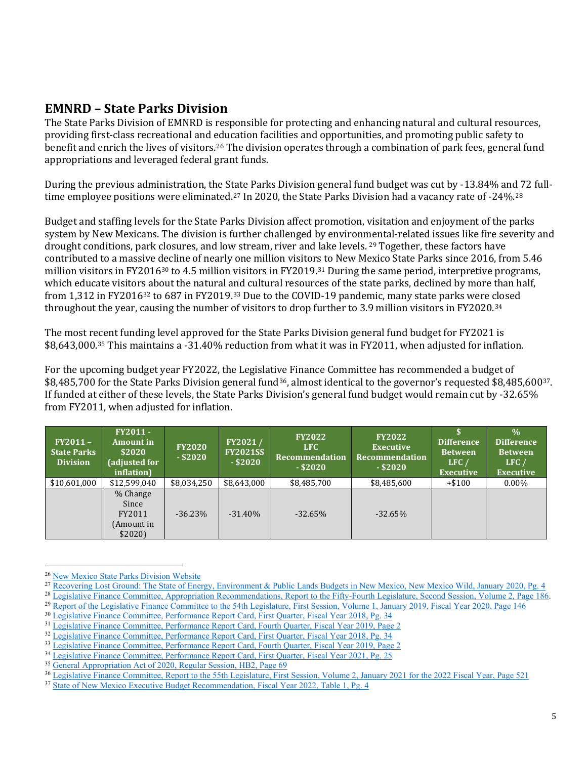## EMNRD – State Parks Division

The State Parks Division of EMNRD is responsible for protecting and enhancing natural and cultural resources, providing first-class recreational and education facilities and opportunities, and promoting public safety to benefit and enrich the lives of visitors.[26] The division operates through a combination of park fees, general fund appropriations and leveraged federal grant funds.

During the previous administration, the State Parks Division general fund budget was cut by -13.84% and 72 full-time employee positions were eliminated.[27] In 2020, the State Parks Division had a vacancy rate of -24%.[28]

Budget and staffing levels for the State Parks Division affect promotion, visitation and enjoyment of the parks system by New Mexicans. The division is further challenged by environmental-related issues like fire severity and drought conditions, park closures, and low stream, river and lake levels. [29] Together, these factors have contributed to a massive decline of nearly one million visitors to New Mexico State Parks since 2016, from 5.46 million visitors in FY2016[30] to 4.5 million visitors in FY2019.[31] During the same period, interpretive programs, which educate visitors about the natural and cultural resources of the state parks, declined by more than half, from 1,312 in FY2016[32] to 687 in FY2019.[33] Due to the COVID-19 pandemic, many state parks were closed throughout the year, causing the number of visitors to drop further to 3.9 million visitors in FY2020.[34]

The most recent funding level approved for the State Parks Division general fund budget for FY2021 is $8,643,000.[35] This maintains a -31.40% reduction from what it was in FY2011, when adjusted for inflation.

For the upcoming budget year FY2022, the Legislative Finance Committee has recommended a budget of $8,485,700 for the State Parks Division general fund[36], almost identical to the governor's requested $8,485,600[37]. If funded at either of these levels, the State Parks Division's general fund budget would remain cut by -32.65% from FY2011, when adjusted for inflation.

| FY2011 – State Parks Division | FY2011 - Amount in $2020 (adjusted for inflation) | FY2020 - $2020 | FY2021 / FY2021SS - $2020 | FY2022 LFC Recommendation - $2020 | FY2022 Executive Recommendation - $2020 | $ Difference Between LFC / Executive | % Difference Between LFC / Executive |
|---|---|---|---|---|---|---|---|
| $10,601,000 | $12,599,040 | $8,034,250 | $8,643,000 | $8,485,700 | $8,485,600 | +$100 | 0.00% |
| | % Change Since FY2011 (Amount in $2020) | -36.23% | -31.40% | -32.65% | -32.65% | | |

[26] New Mexico State Parks Division Website

[27] Recovering Lost Ground: The State of Energy, Environment & Public Lands Budgets in New Mexico, New Mexico Wild, January 2020, Pg. 4

[28] Legislative Finance Committee, Appropriation Recommendations, Report to the Fifty-Fourth Legislature, Second Session, Volume 2, Page 186.

[29] Report of the Legislative Finance Committee to the 54th Legislature, First Session, Volume 1, January 2019, Fiscal Year 2020, Page 146

[30] Legislative Finance Committee, Performance Report Card, First Quarter, Fiscal Year 2018, Pg. 34

[31] Legislative Finance Committee, Performance Report Card, Fourth Quarter, Fiscal Year 2019, Page 2

[32] Legislative Finance Committee, Performance Report Card, First Quarter, Fiscal Year 2018, Pg. 34

[33] Legislative Finance Committee, Performance Report Card, Fourth Quarter, Fiscal Year 2019, Page 2

[34] Legislative Finance Committee, Performance Report Card, First Quarter, Fiscal Year 2021, Pg. 25

[35] General Appropriation Act of 2020, Regular Session, HB2, Page 69

[36] Legislative Finance Committee, Report to the 55th Legislature, First Session, Volume 2, January 2021 for the 2022 Fiscal Year, Page 521

[37] State of New Mexico Executive Budget Recommendation, Fiscal Year 2022, Table 1, Pg. 4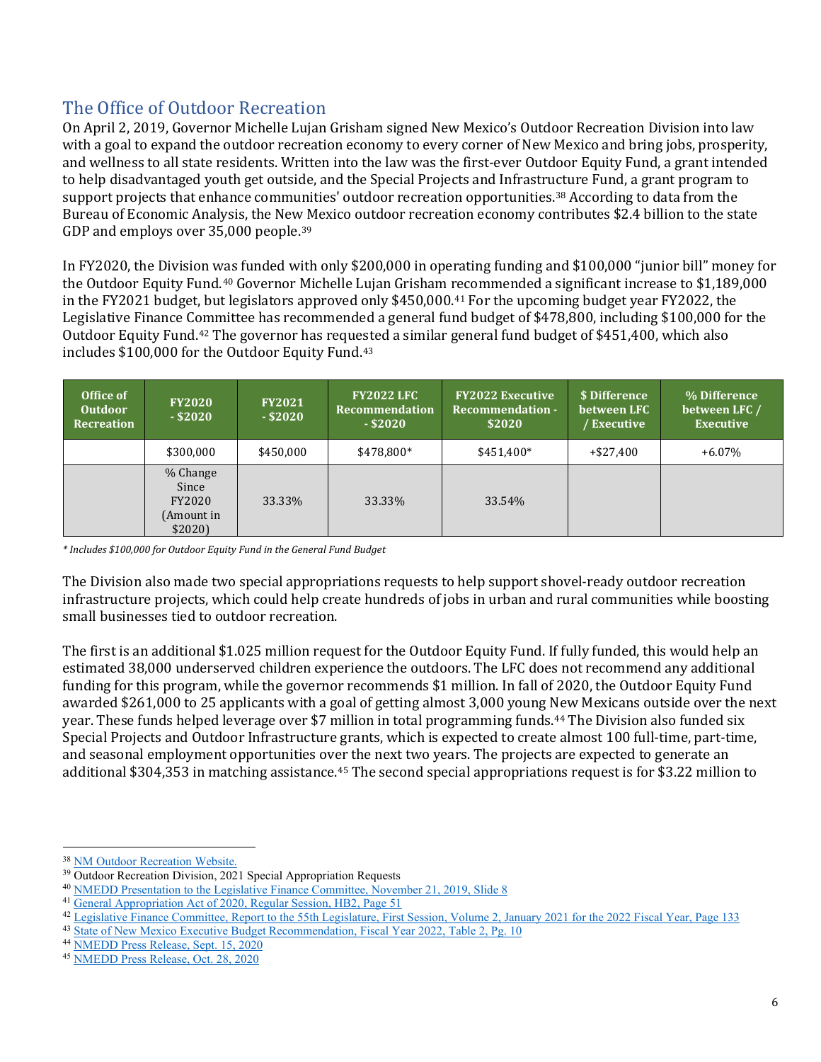## The Office of Outdoor Recreation

On April 2, 2019, Governor Michelle Lujan Grisham signed New Mexico's Outdoor Recreation Division into law with a goal to expand the outdoor recreation economy to every corner of New Mexico and bring jobs, prosperity, and wellness to all state residents. Written into the law was the first-ever Outdoor Equity Fund, a grant intended to help disadvantaged youth get outside, and the Special Projects and Infrastructure Fund, a grant program to support projects that enhance communities' outdoor recreation opportunities.[38] According to data from the Bureau of Economic Analysis, the New Mexico outdoor recreation economy contributes $2.4 billion to the state GDP and employs over 35,000 people.[39]

In FY2020, the Division was funded with only $200,000 in operating funding and $100,000 "junior bill" money for the Outdoor Equity Fund.[40] Governor Michelle Lujan Grisham recommended a significant increase to $1,189,000 in the FY2021 budget, but legislators approved only $450,000.[41] For the upcoming budget year FY2022, the Legislative Finance Committee has recommended a general fund budget of $478,800, including $100,000 for the Outdoor Equity Fund.[42] The governor has requested a similar general fund budget of $451,400, which also includes $100,000 for the Outdoor Equity Fund.[43]

| Office of Outdoor Recreation | FY2020 - $2020 | FY2021 - $2020 | FY2022 LFC Recommendation - $2020 | FY2022 Executive Recommendation - $2020 | $ Difference between LFC / Executive | % Difference between LFC / Executive |
|---|---|---|---|---|---|---|
| | $300,000 | $450,000 | $478,800* | $451,400* | +$27,400 | +6.07% |
| | % Change Since FY2020 (Amount in $2020) | 33.33% | 33.33% | 33.54% | | |

*\* Includes $100,000 for Outdoor Equity Fund in the General Fund Budget*

The Division also made two special appropriations requests to help support shovel-ready outdoor recreation infrastructure projects, which could help create hundreds of jobs in urban and rural communities while boosting small businesses tied to outdoor recreation.

The first is an additional $1.025 million request for the Outdoor Equity Fund. If fully funded, this would help an estimated 38,000 underserved children experience the outdoors. The LFC does not recommend any additional funding for this program, while the governor recommends $1 million. In fall of 2020, the Outdoor Equity Fund awarded $261,000 to 25 applicants with a goal of getting almost 3,000 young New Mexicans outside over the next year. These funds helped leverage over $7 million in total programming funds.[44] The Division also funded six Special Projects and Outdoor Infrastructure grants, which is expected to create almost 100 full-time, part-time, and seasonal employment opportunities over the next two years. The projects are expected to generate an additional $304,353 in matching assistance.[45] The second special appropriations request is for $3.22 million to

---

[38] NM Outdoor Recreation Website.

[39] Outdoor Recreation Division, 2021 Special Appropriation Requests

[40] NMEDD Presentation to the Legislative Finance Committee, November 21, 2019, Slide 8

[41] General Appropriation Act of 2020, Regular Session, HB2, Page 51

[42] Legislative Finance Committee, Report to the 55th Legislature, First Session, Volume 2, January 2021 for the 2022 Fiscal Year, Page 133

[43] State of New Mexico Executive Budget Recommendation, Fiscal Year 2022, Table 2, Pg. 10

[44] NMEDD Press Release, Sept. 15, 2020

[45] NMEDD Press Release, Oct. 28, 2020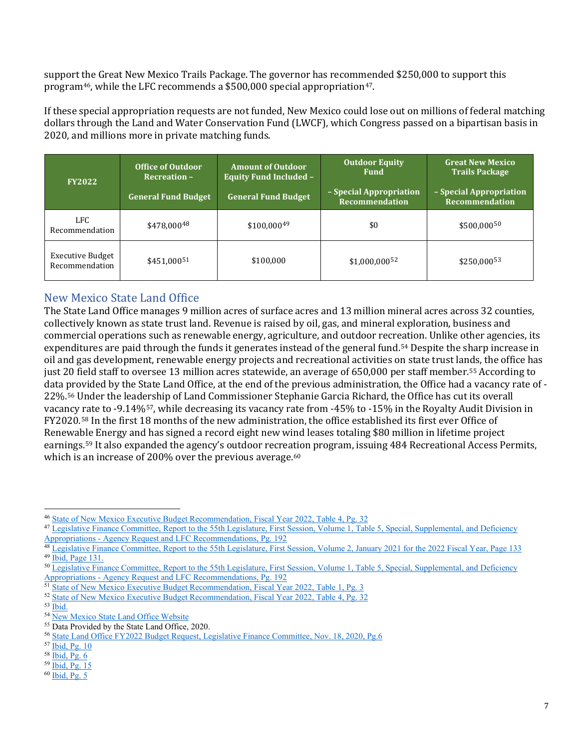support the Great New Mexico Trails Package. The governor has recommended $250,000 to support this program[46], while the LFC recommends a $500,000 special appropriation[47].

If these special appropriation requests are not funded, New Mexico could lose out on millions of federal matching dollars through the Land and Water Conservation Fund (LWCF), which Congress passed on a bipartisan basis in 2020, and millions more in private matching funds.

| FY2022 | Office of Outdoor Recreation – General Fund Budget | Amount of Outdoor Equity Fund Included – General Fund Budget | Outdoor Equity Fund – Special Appropriation Recommendation | Great New Mexico Trails Package – Special Appropriation Recommendation |
|---|---|---|---|---|
| LFC Recommendation | $478,000[48] | $100,000[49] | $0 | $500,000[50] |
| Executive Budget Recommendation | $451,000[51] | $100,000 | $1,000,000[52] | $250,000[53] |

## New Mexico State Land Office

The State Land Office manages 9 million acres of surface acres and 13 million mineral acres across 32 counties, collectively known as state trust land. Revenue is raised by oil, gas, and mineral exploration, business and commercial operations such as renewable energy, agriculture, and outdoor recreation. Unlike other agencies, its expenditures are paid through the funds it generates instead of the general fund.[54] Despite the sharp increase in oil and gas development, renewable energy projects and recreational activities on state trust lands, the office has just 20 field staff to oversee 13 million acres statewide, an average of 650,000 per staff member.[55] According to data provided by the State Land Office, at the end of the previous administration, the Office had a vacancy rate of -22%.[56] Under the leadership of Land Commissioner Stephanie Garcia Richard, the Office has cut its overall vacancy rate to -9.14%[57], while decreasing its vacancy rate from -45% to -15% in the Royalty Audit Division in FY2020.[58] In the first 18 months of the new administration, the office established its first ever Office of Renewable Energy and has signed a record eight new wind leases totaling $80 million in lifetime project earnings.[59] It also expanded the agency's outdoor recreation program, issuing 484 Recreational Access Permits, which is an increase of 200% over the previous average.[60]

---

[46] State of New Mexico Executive Budget Recommendation, Fiscal Year 2022, Table 4, Pg. 32

[47] Legislative Finance Committee, Report to the 55th Legislature, First Session, Volume 1, Table 5, Special, Supplemental, and Deficiency Appropriations - Agency Request and LFC Recommendations, Pg. 192

[48] Legislative Finance Committee, Report to the 55th Legislature, First Session, Volume 2, January 2021 for the 2022 Fiscal Year, Page 133

[49] Ibid, Page 131.

[50] Legislative Finance Committee, Report to the 55th Legislature, First Session, Volume 1, Table 5, Special, Supplemental, and Deficiency Appropriations - Agency Request and LFC Recommendations, Pg. 192

[51] State of New Mexico Executive Budget Recommendation, Fiscal Year 2022, Table 1, Pg. 3

[52] State of New Mexico Executive Budget Recommendation, Fiscal Year 2022, Table 4, Pg. 32

[53] Ibid.

[54] New Mexico State Land Office Website

[55] Data Provided by the State Land Office, 2020.

[56] State Land Office FY2022 Budget Request, Legislative Finance Committee, Nov. 18, 2020, Pg.6

[57] Ibid, Pg. 10

[58] Ibid, Pg. 6

[59] Ibid, Pg. 15

[60] Ibid, Pg. 5